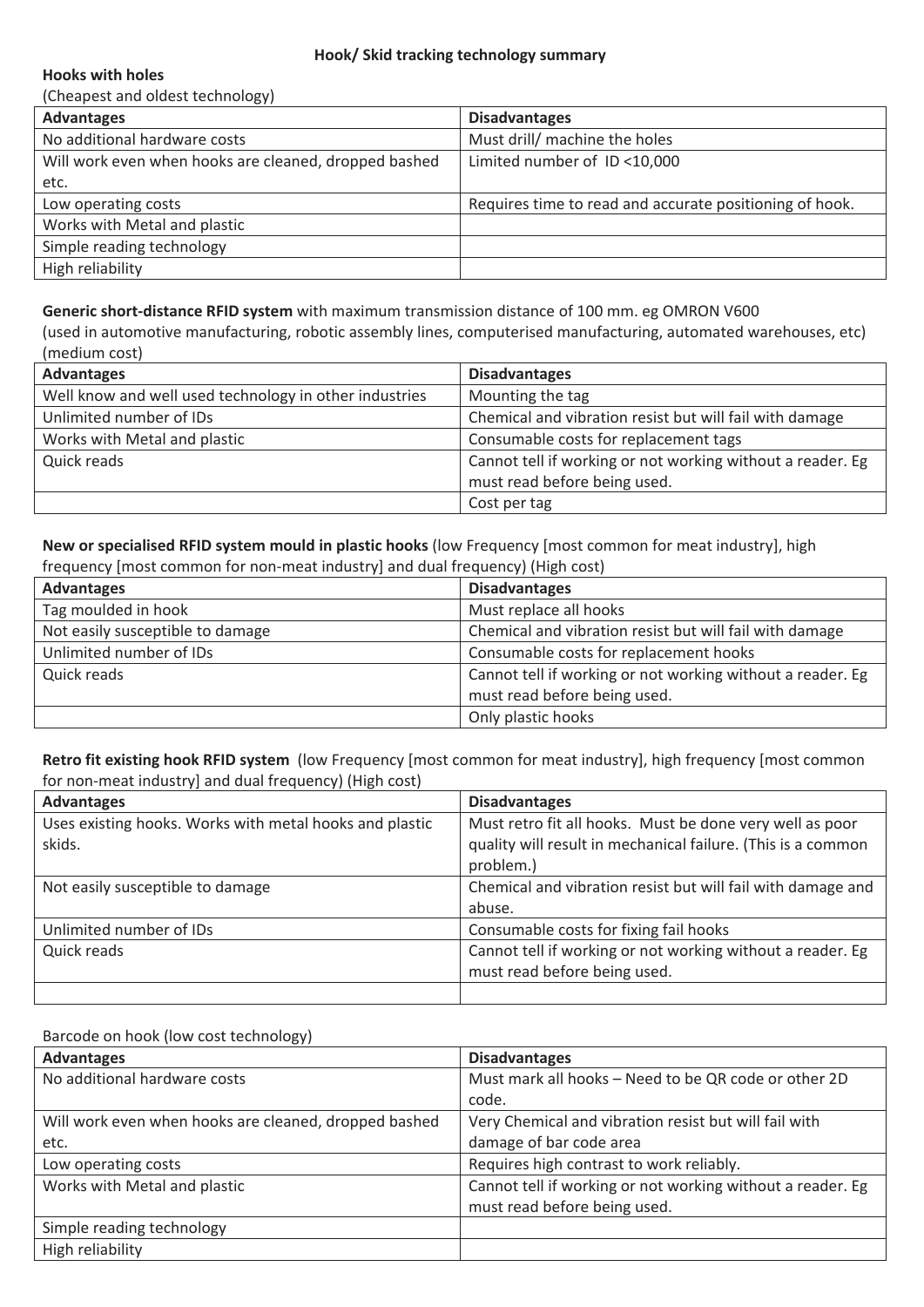# Hook/ Skid tracking technology summary

**Hooks with holes**

(Cheapest and oldest technology)

| Advantages | Disadvantages |
|---|---|
| No additional hardware costs | Must drill/ machine the holes |
| Will work even when hooks are cleaned, dropped bashed etc. | Limited number of ID <10,000 |
| Low operating costs | Requires time to read and accurate positioning of hook. |
| Works with Metal and plastic | |
| Simple reading technology | |
| High reliability | |

**Generic short-distance RFID system** with maximum transmission distance of 100 mm. eg OMRON V600

(used in automotive manufacturing, robotic assembly lines, computerised manufacturing, automated warehouses, etc) (medium cost)

| Advantages | Disadvantages |
|---|---|
| Well know and well used technology in other industries | Mounting the tag |
| Unlimited number of IDs | Chemical and vibration resist but will fail with damage |
| Works with Metal and plastic | Consumable costs for replacement tags |
| Quick reads | Cannot tell if working or not working without a reader. Eg must read before being used. |
| | Cost per tag |

**New or specialised RFID system mould in plastic hooks** (low Frequency [most common for meat industry], high frequency [most common for non-meat industry] and dual frequency) (High cost)

| Advantages | Disadvantages |
|---|---|
| Tag moulded in hook | Must replace all hooks |
| Not easily susceptible to damage | Chemical and vibration resist but will fail with damage |
| Unlimited number of IDs | Consumable costs for replacement hooks |
| Quick reads | Cannot tell if working or not working without a reader. Eg must read before being used. |
| | Only plastic hooks |

**Retro fit existing hook RFID system** (low Frequency [most common for meat industry], high frequency [most common for non-meat industry] and dual frequency) (High cost)

| Advantages | Disadvantages |
|---|---|
| Uses existing hooks. Works with metal hooks and plastic skids. | Must retro fit all hooks. Must be done very well as poor quality will result in mechanical failure. (This is a common problem.) |
| Not easily susceptible to damage | Chemical and vibration resist but will fail with damage and abuse. |
| Unlimited number of IDs | Consumable costs for fixing fail hooks |
| Quick reads | Cannot tell if working or not working without a reader. Eg must read before being used. |
| | |

Barcode on hook (low cost technology)

| Advantages | Disadvantages |
|---|---|
| No additional hardware costs | Must mark all hooks – Need to be QR code or other 2D code. |
| Will work even when hooks are cleaned, dropped bashed etc. | Very Chemical and vibration resist but will fail with damage of bar code area |
| Low operating costs | Requires high contrast to work reliably. |
| Works with Metal and plastic | Cannot tell if working or not working without a reader. Eg must read before being used. |
| Simple reading technology | |
| High reliability | |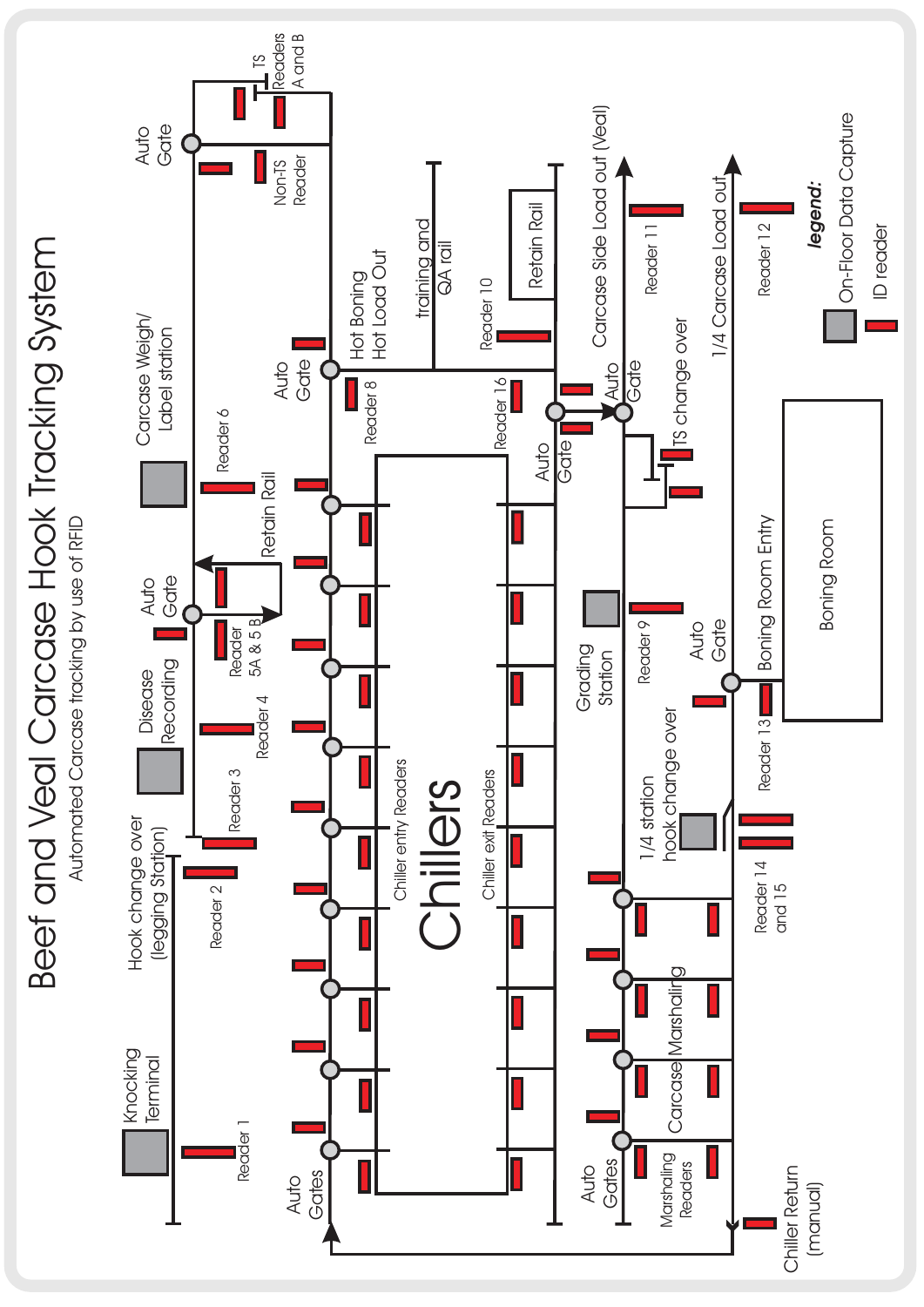# Beef and Veal Carcase Hook Tracking System

Automated Carcase tracking by use of RFID

Knocking Terminal

Reader 1

Hook change over (legging Station)

Reader 2

Reader 3

Disease Recording

Reader 4

Auto Gate

Reader 5A & 5 B

Retain Rail

Reader 6

Carcase Weigh/ Label station

Auto Gate

Non-TS Reader

TS Readers A and B

Auto Gate

Hot Boning Hot Load Out

Reader 8

training and QA rail

Reader 10

Retain Rail

Reader 16

Auto Gate

Auto Gate

Carcase Side Load out (Veal)

Reader 11

TS change over

1/4 Carcase Load out

Reader 12

Auto Gates

Chiller entry Readers

Chillers

Chiller exit Readers

Grading Station

Reader 9

Auto Gate

Boning Room Entry

Boning Room

Reader 13

1/4 station hook change over

Reader 14 and 15

Auto Gates

Marshaling Readers

Carcase Marshaling

Chiller Return (manual)

*legend:*

On-Floor Data Capture

ID reader